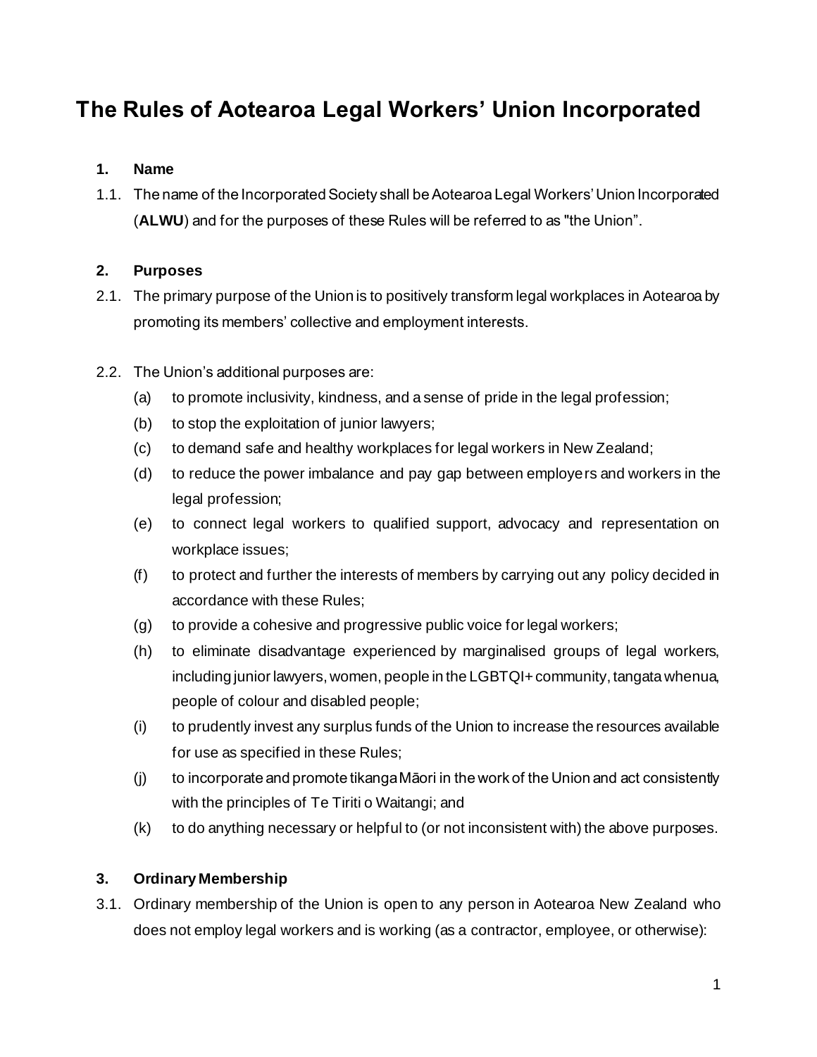# The Rules of Aotearoa Legal Workers' Union Incorporated

**1. Name**

1.1. The name of the Incorporated Society shall be Aotearoa Legal Workers' Union Incorporated (**ALWU**) and for the purposes of these Rules will be referred to as "the Union".

**2. Purposes**

2.1. The primary purpose of the Union is to positively transform legal workplaces in Aotearoa by promoting its members' collective and employment interests.

2.2. The Union's additional purposes are:

(a) to promote inclusivity, kindness, and a sense of pride in the legal profession;

(b) to stop the exploitation of junior lawyers;

(c) to demand safe and healthy workplaces for legal workers in New Zealand;

(d) to reduce the power imbalance and pay gap between employers and workers in the legal profession;

(e) to connect legal workers to qualified support, advocacy and representation on workplace issues;

(f) to protect and further the interests of members by carrying out any policy decided in accordance with these Rules;

(g) to provide a cohesive and progressive public voice for legal workers;

(h) to eliminate disadvantage experienced by marginalised groups of legal workers, including junior lawyers, women, people in the LGBTQI+ community, tangata whenua, people of colour and disabled people;

(i) to prudently invest any surplus funds of the Union to increase the resources available for use as specified in these Rules;

(j) to incorporate and promote tikanga Māori in the work of the Union and act consistently with the principles of Te Tiriti o Waitangi; and

(k) to do anything necessary or helpful to (or not inconsistent with) the above purposes.

**3. Ordinary Membership**

3.1. Ordinary membership of the Union is open to any person in Aotearoa New Zealand who does not employ legal workers and is working (as a contractor, employee, or otherwise):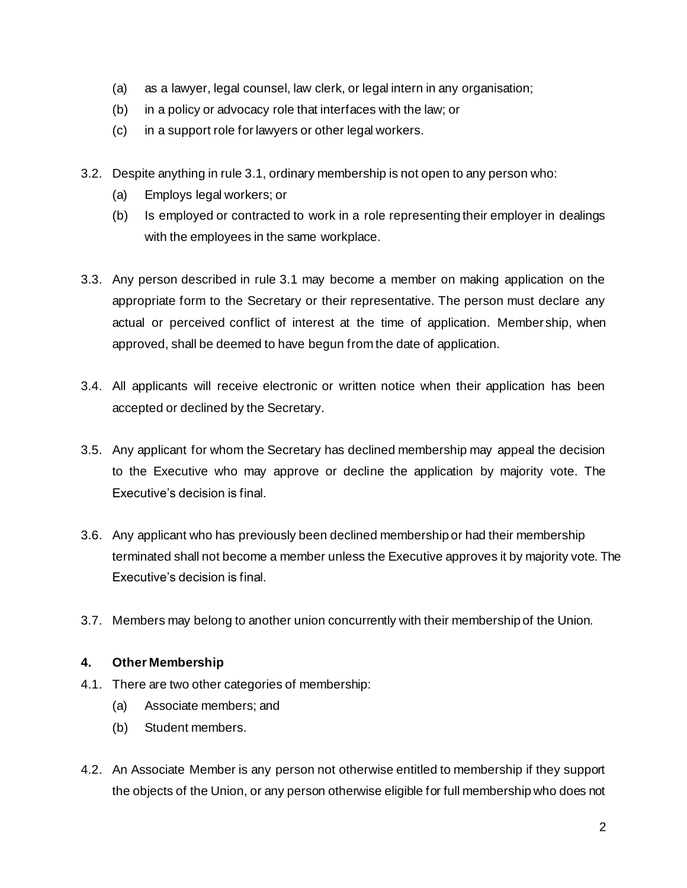(a) as a lawyer, legal counsel, law clerk, or legal intern in any organisation;

(b) in a policy or advocacy role that interfaces with the law; or

(c) in a support role for lawyers or other legal workers.

3.2. Despite anything in rule 3.1, ordinary membership is not open to any person who:

(a) Employs legal workers; or

(b) Is employed or contracted to work in a role representing their employer in dealings with the employees in the same workplace.

3.3. Any person described in rule 3.1 may become a member on making application on the appropriate form to the Secretary or their representative. The person must declare any actual or perceived conflict of interest at the time of application. Membership, when approved, shall be deemed to have begun from the date of application.

3.4. All applicants will receive electronic or written notice when their application has been accepted or declined by the Secretary.

3.5. Any applicant for whom the Secretary has declined membership may appeal the decision to the Executive who may approve or decline the application by majority vote. The Executive's decision is final.

3.6. Any applicant who has previously been declined membership or had their membership terminated shall not become a member unless the Executive approves it by majority vote. The Executive's decision is final.

3.7. Members may belong to another union concurrently with their membership of the Union.

### 4. Other Membership

4.1. There are two other categories of membership:

(a) Associate members; and

(b) Student members.

4.2. An Associate Member is any person not otherwise entitled to membership if they support the objects of the Union, or any person otherwise eligible for full membership who does not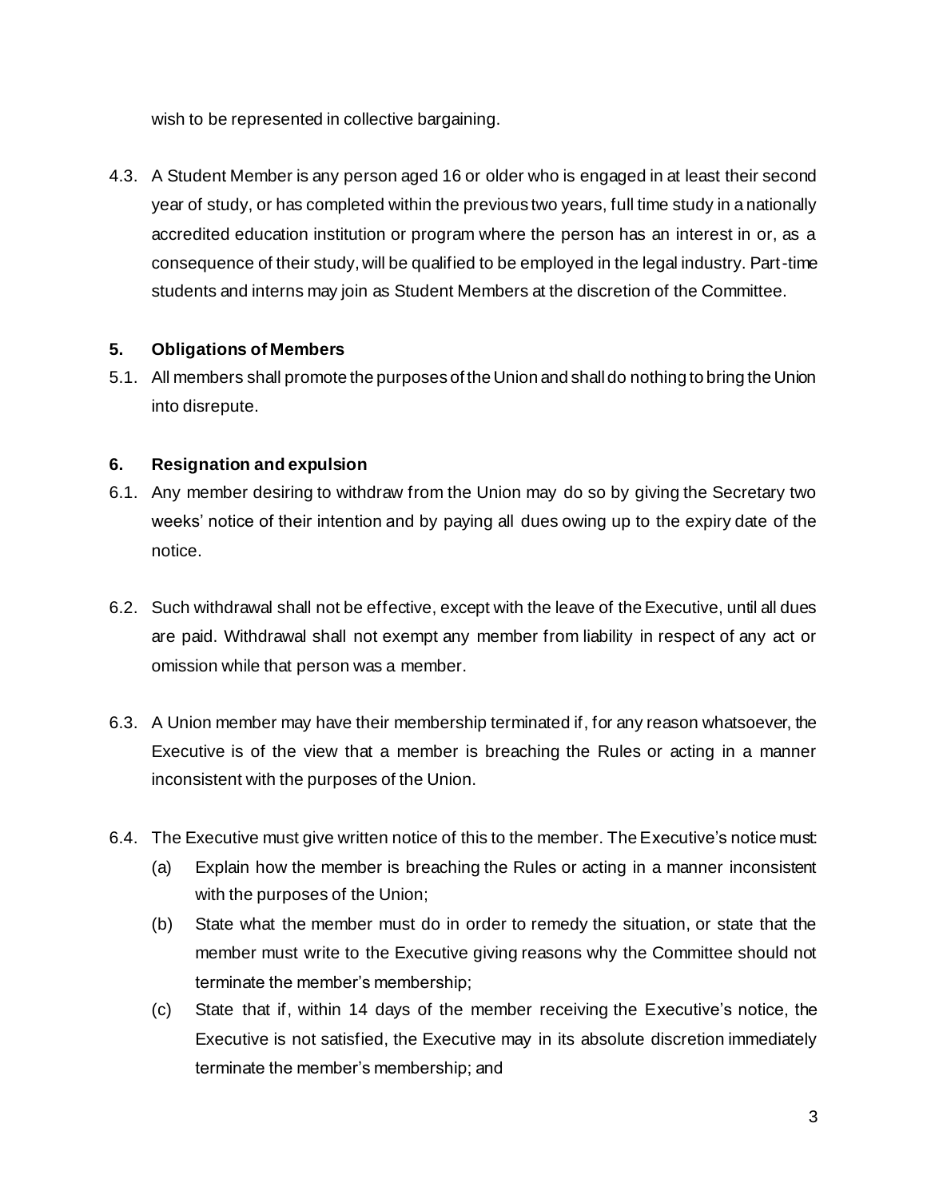wish to be represented in collective bargaining.

4.3. A Student Member is any person aged 16 or older who is engaged in at least their second year of study, or has completed within the previous two years, full time study in a nationally accredited education institution or program where the person has an interest in or, as a consequence of their study, will be qualified to be employed in the legal industry. Part-time students and interns may join as Student Members at the discretion of the Committee.

### 5. Obligations of Members

5.1. All members shall promote the purposes of the Union and shall do nothing to bring the Union into disrepute.

### 6. Resignation and expulsion

6.1. Any member desiring to withdraw from the Union may do so by giving the Secretary two weeks' notice of their intention and by paying all dues owing up to the expiry date of the notice.

6.2. Such withdrawal shall not be effective, except with the leave of the Executive, until all dues are paid. Withdrawal shall not exempt any member from liability in respect of any act or omission while that person was a member.

6.3. A Union member may have their membership terminated if, for any reason whatsoever, the Executive is of the view that a member is breaching the Rules or acting in a manner inconsistent with the purposes of the Union.

6.4. The Executive must give written notice of this to the member. The Executive's notice must:

(a) Explain how the member is breaching the Rules or acting in a manner inconsistent with the purposes of the Union;

(b) State what the member must do in order to remedy the situation, or state that the member must write to the Executive giving reasons why the Committee should not terminate the member's membership;

(c) State that if, within 14 days of the member receiving the Executive's notice, the Executive is not satisfied, the Executive may in its absolute discretion immediately terminate the member's membership; and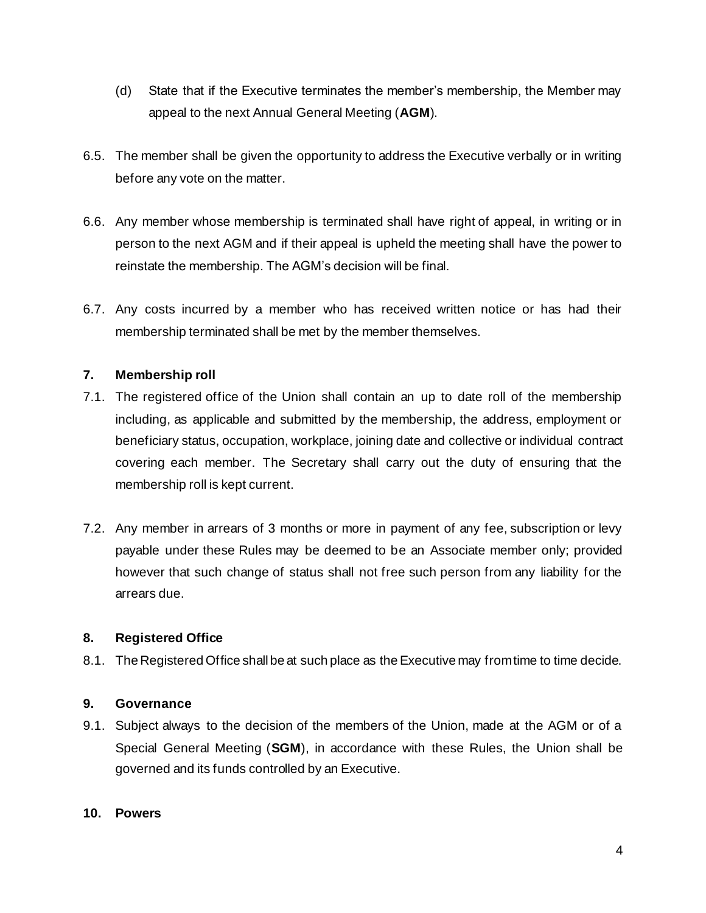(d) State that if the Executive terminates the member's membership, the Member may appeal to the next Annual General Meeting (**AGM**).

6.5. The member shall be given the opportunity to address the Executive verbally or in writing before any vote on the matter.

6.6. Any member whose membership is terminated shall have right of appeal, in writing or in person to the next AGM and if their appeal is upheld the meeting shall have the power to reinstate the membership. The AGM's decision will be final.

6.7. Any costs incurred by a member who has received written notice or has had their membership terminated shall be met by the member themselves.

### 7. Membership roll

7.1. The registered office of the Union shall contain an up to date roll of the membership including, as applicable and submitted by the membership, the address, employment or beneficiary status, occupation, workplace, joining date and collective or individual contract covering each member. The Secretary shall carry out the duty of ensuring that the membership roll is kept current.

7.2. Any member in arrears of 3 months or more in payment of any fee, subscription or levy payable under these Rules may be deemed to be an Associate member only; provided however that such change of status shall not free such person from any liability for the arrears due.

### 8. Registered Office

8.1. The Registered Office shall be at such place as the Executive may from time to time decide.

### 9. Governance

9.1. Subject always to the decision of the members of the Union, made at the AGM or of a Special General Meeting (**SGM**), in accordance with these Rules, the Union shall be governed and its funds controlled by an Executive.

### 10. Powers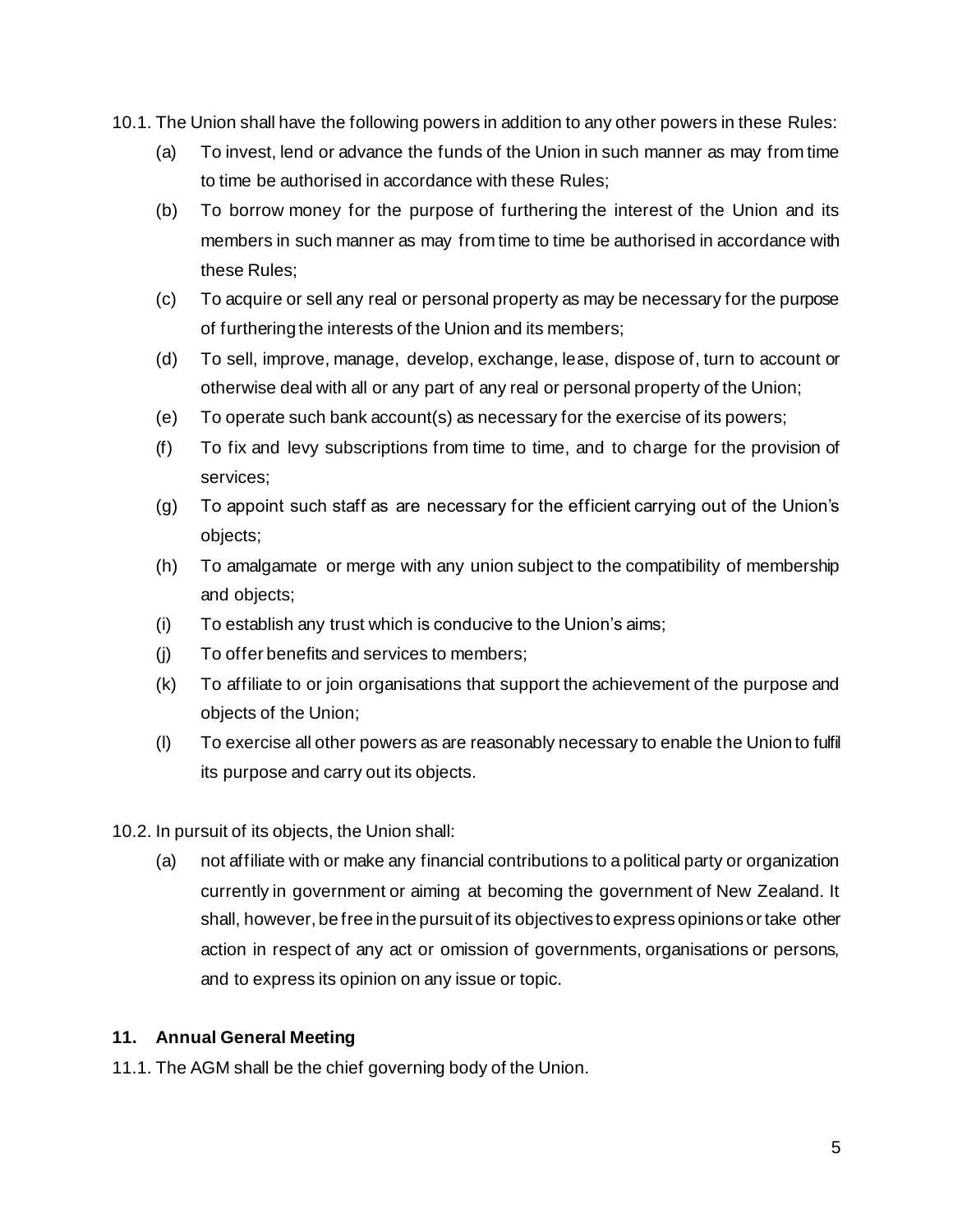10.1. The Union shall have the following powers in addition to any other powers in these Rules:

(a) To invest, lend or advance the funds of the Union in such manner as may from time to time be authorised in accordance with these Rules;

(b) To borrow money for the purpose of furthering the interest of the Union and its members in such manner as may from time to time be authorised in accordance with these Rules;

(c) To acquire or sell any real or personal property as may be necessary for the purpose of furthering the interests of the Union and its members;

(d) To sell, improve, manage, develop, exchange, lease, dispose of, turn to account or otherwise deal with all or any part of any real or personal property of the Union;

(e) To operate such bank account(s) as necessary for the exercise of its powers;

(f) To fix and levy subscriptions from time to time, and to charge for the provision of services;

(g) To appoint such staff as are necessary for the efficient carrying out of the Union's objects;

(h) To amalgamate or merge with any union subject to the compatibility of membership and objects;

(i) To establish any trust which is conducive to the Union's aims;

(j) To offer benefits and services to members;

(k) To affiliate to or join organisations that support the achievement of the purpose and objects of the Union;

(l) To exercise all other powers as are reasonably necessary to enable the Union to fulfil its purpose and carry out its objects.

10.2. In pursuit of its objects, the Union shall:

(a) not affiliate with or make any financial contributions to a political party or organization currently in government or aiming at becoming the government of New Zealand. It shall, however, be free in the pursuit of its objectives to express opinions or take other action in respect of any act or omission of governments, organisations or persons, and to express its opinion on any issue or topic.

## 11. Annual General Meeting

11.1. The AGM shall be the chief governing body of the Union.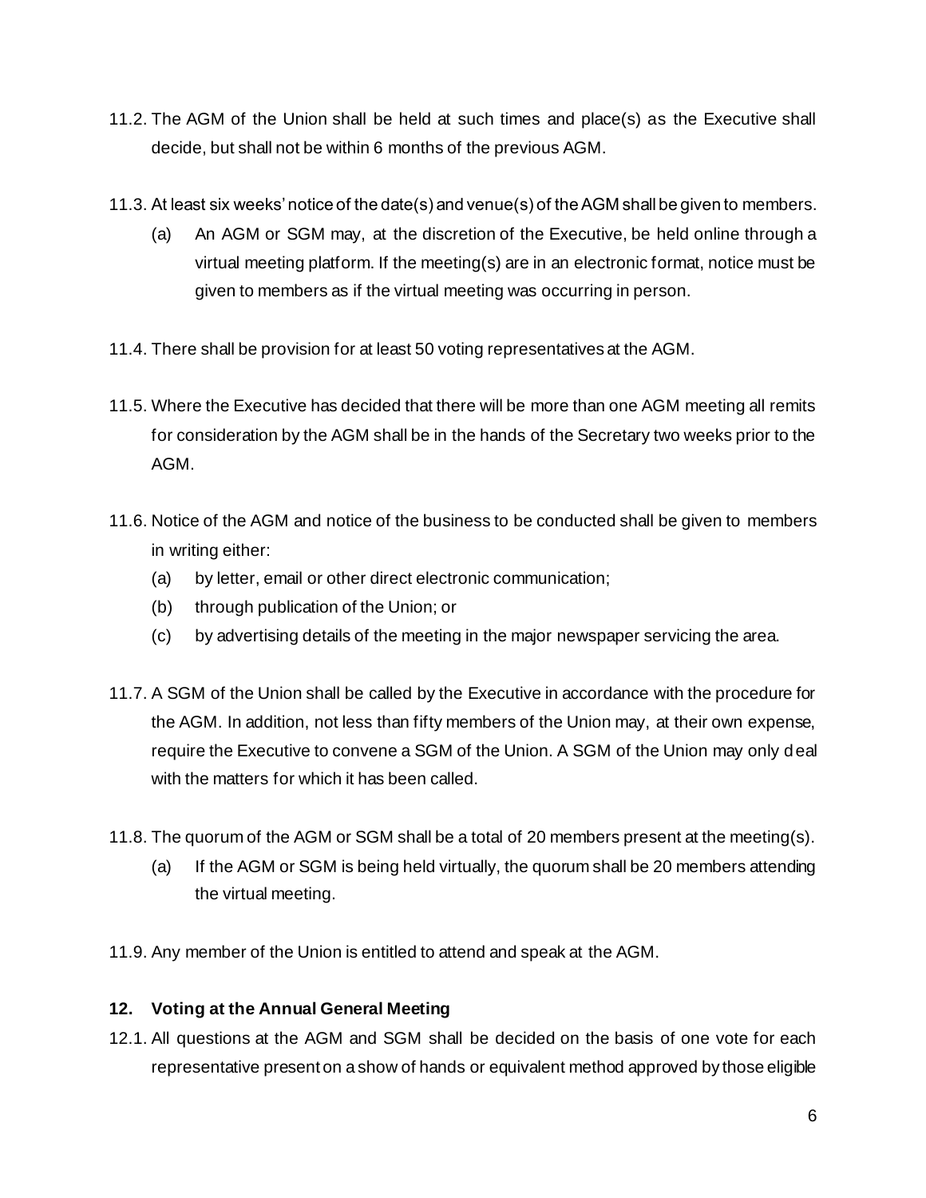11.2. The AGM of the Union shall be held at such times and place(s) as the Executive shall decide, but shall not be within 6 months of the previous AGM.

11.3. At least six weeks' notice of the date(s) and venue(s) of the AGM shall be given to members.

- (a) An AGM or SGM may, at the discretion of the Executive, be held online through a virtual meeting platform. If the meeting(s) are in an electronic format, notice must be given to members as if the virtual meeting was occurring in person.

11.4. There shall be provision for at least 50 voting representatives at the AGM.

11.5. Where the Executive has decided that there will be more than one AGM meeting all remits for consideration by the AGM shall be in the hands of the Secretary two weeks prior to the AGM.

11.6. Notice of the AGM and notice of the business to be conducted shall be given to members in writing either:

- (a) by letter, email or other direct electronic communication;
- (b) through publication of the Union; or
- (c) by advertising details of the meeting in the major newspaper servicing the area.

11.7. A SGM of the Union shall be called by the Executive in accordance with the procedure for the AGM. In addition, not less than fifty members of the Union may, at their own expense, require the Executive to convene a SGM of the Union. A SGM of the Union may only deal with the matters for which it has been called.

11.8. The quorum of the AGM or SGM shall be a total of 20 members present at the meeting(s).

- (a) If the AGM or SGM is being held virtually, the quorum shall be 20 members attending the virtual meeting.

11.9. Any member of the Union is entitled to attend and speak at the AGM.

## 12. Voting at the Annual General Meeting

12.1. All questions at the AGM and SGM shall be decided on the basis of one vote for each representative present on a show of hands or equivalent method approved by those eligible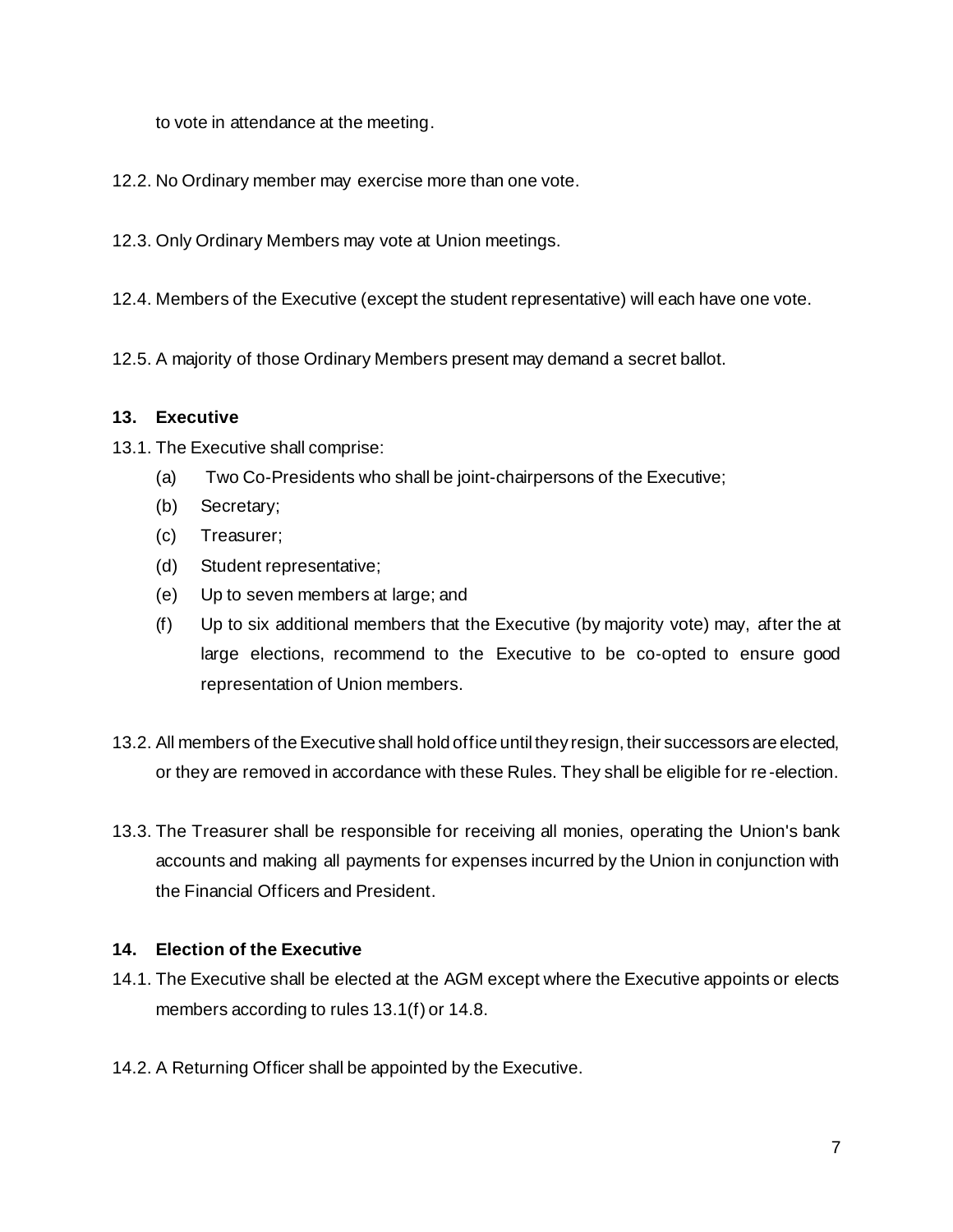to vote in attendance at the meeting.

12.2. No Ordinary member may exercise more than one vote.

12.3. Only Ordinary Members may vote at Union meetings.

12.4. Members of the Executive (except the student representative) will each have one vote.

12.5. A majority of those Ordinary Members present may demand a secret ballot.

## 13. Executive

13.1. The Executive shall comprise:

(a) Two Co-Presidents who shall be joint-chairpersons of the Executive;

(b) Secretary;

(c) Treasurer;

(d) Student representative;

(e) Up to seven members at large; and

(f) Up to six additional members that the Executive (by majority vote) may, after the at large elections, recommend to the Executive to be co-opted to ensure good representation of Union members.

13.2. All members of the Executive shall hold office until they resign, their successors are elected, or they are removed in accordance with these Rules. They shall be eligible for re-election.

13.3. The Treasurer shall be responsible for receiving all monies, operating the Union's bank accounts and making all payments for expenses incurred by the Union in conjunction with the Financial Officers and President.

## 14. Election of the Executive

14.1. The Executive shall be elected at the AGM except where the Executive appoints or elects members according to rules 13.1(f) or 14.8.

14.2. A Returning Officer shall be appointed by the Executive.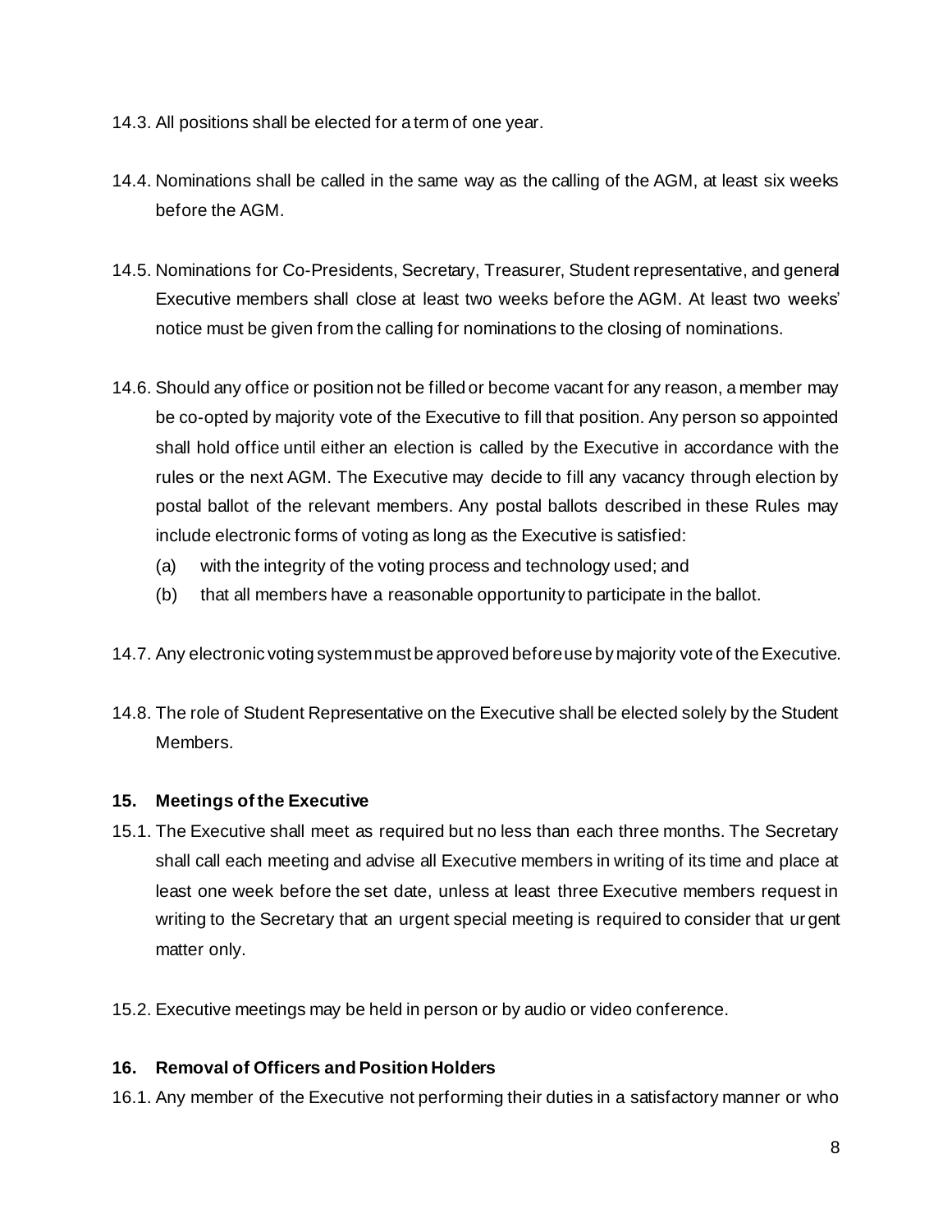14.3. All positions shall be elected for a term of one year.

14.4. Nominations shall be called in the same way as the calling of the AGM, at least six weeks before the AGM.

14.5. Nominations for Co-Presidents, Secretary, Treasurer, Student representative, and general Executive members shall close at least two weeks before the AGM. At least two weeks' notice must be given from the calling for nominations to the closing of nominations.

14.6. Should any office or position not be filled or become vacant for any reason, a member may be co-opted by majority vote of the Executive to fill that position. Any person so appointed shall hold office until either an election is called by the Executive in accordance with the rules or the next AGM. The Executive may decide to fill any vacancy through election by postal ballot of the relevant members. Any postal ballots described in these Rules may include electronic forms of voting as long as the Executive is satisfied:

(a) with the integrity of the voting process and technology used; and

(b) that all members have a reasonable opportunity to participate in the ballot.

14.7. Any electronic voting system must be approved before use by majority vote of the Executive.

14.8. The role of Student Representative on the Executive shall be elected solely by the Student Members.

### 15. Meetings of the Executive

15.1. The Executive shall meet as required but no less than each three months. The Secretary shall call each meeting and advise all Executive members in writing of its time and place at least one week before the set date, unless at least three Executive members request in writing to the Secretary that an urgent special meeting is required to consider that urgent matter only.

15.2. Executive meetings may be held in person or by audio or video conference.

### 16. Removal of Officers and Position Holders

16.1. Any member of the Executive not performing their duties in a satisfactory manner or who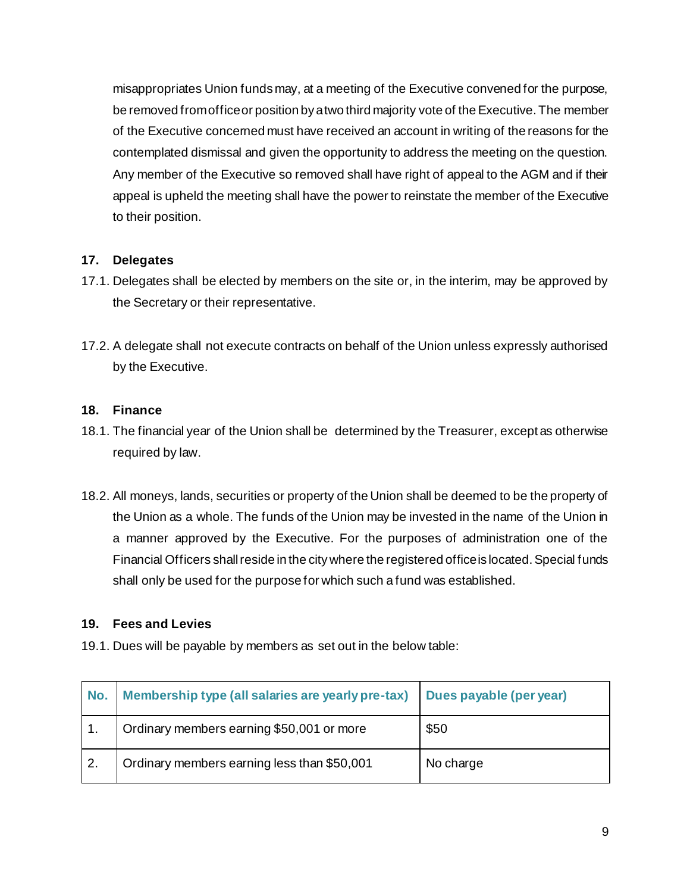misappropriates Union funds may, at a meeting of the Executive convened for the purpose, be removed from office or position by a two third majority vote of the Executive. The member of the Executive concerned must have received an account in writing of the reasons for the contemplated dismissal and given the opportunity to address the meeting on the question. Any member of the Executive so removed shall have right of appeal to the AGM and if their appeal is upheld the meeting shall have the power to reinstate the member of the Executive to their position.

### 17. Delegates

17.1. Delegates shall be elected by members on the site or, in the interim, may be approved by the Secretary or their representative.

17.2. A delegate shall not execute contracts on behalf of the Union unless expressly authorised by the Executive.

### 18. Finance

18.1. The financial year of the Union shall be determined by the Treasurer, except as otherwise required by law.

18.2. All moneys, lands, securities or property of the Union shall be deemed to be the property of the Union as a whole. The funds of the Union may be invested in the name of the Union in a manner approved by the Executive. For the purposes of administration one of the Financial Officers shall reside in the city where the registered office is located. Special funds shall only be used for the purpose for which such a fund was established.

### 19. Fees and Levies

19.1. Dues will be payable by members as set out in the below table:

| No. | Membership type (all salaries are yearly pre-tax) | Dues payable (per year) |
|---|---|---|
| 1. | Ordinary members earning $50,001 or more | $50 |
| 2. | Ordinary members earning less than $50,001 | No charge |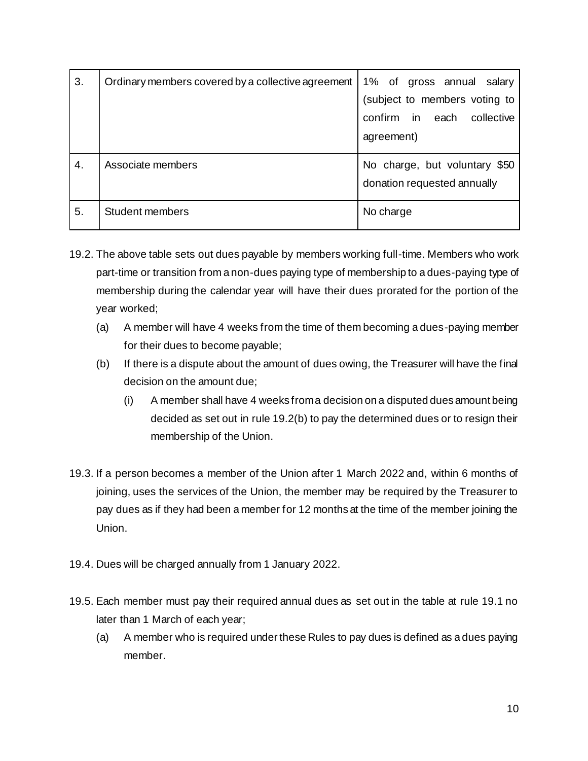| 3. | Ordinary members covered by a collective agreement | 1% of gross annual salary (subject to members voting to confirm in each collective agreement) |
|---|---|---|
| 4. | Associate members | No charge, but voluntary $50 donation requested annually |
| 5. | Student members | No charge |

19.2. The above table sets out dues payable by members working full-time. Members who work part-time or transition from a non-dues paying type of membership to a dues-paying type of membership during the calendar year will have their dues prorated for the portion of the year worked;

(a) A member will have 4 weeks from the time of them becoming a dues-paying member for their dues to become payable;

(b) If there is a dispute about the amount of dues owing, the Treasurer will have the final decision on the amount due;

(i) A member shall have 4 weeks from a decision on a disputed dues amount being decided as set out in rule 19.2(b) to pay the determined dues or to resign their membership of the Union.

19.3. If a person becomes a member of the Union after 1 March 2022 and, within 6 months of joining, uses the services of the Union, the member may be required by the Treasurer to pay dues as if they had been a member for 12 months at the time of the member joining the Union.

19.4. Dues will be charged annually from 1 January 2022.

19.5. Each member must pay their required annual dues as set out in the table at rule 19.1 no later than 1 March of each year;

(a) A member who is required under these Rules to pay dues is defined as a dues paying member.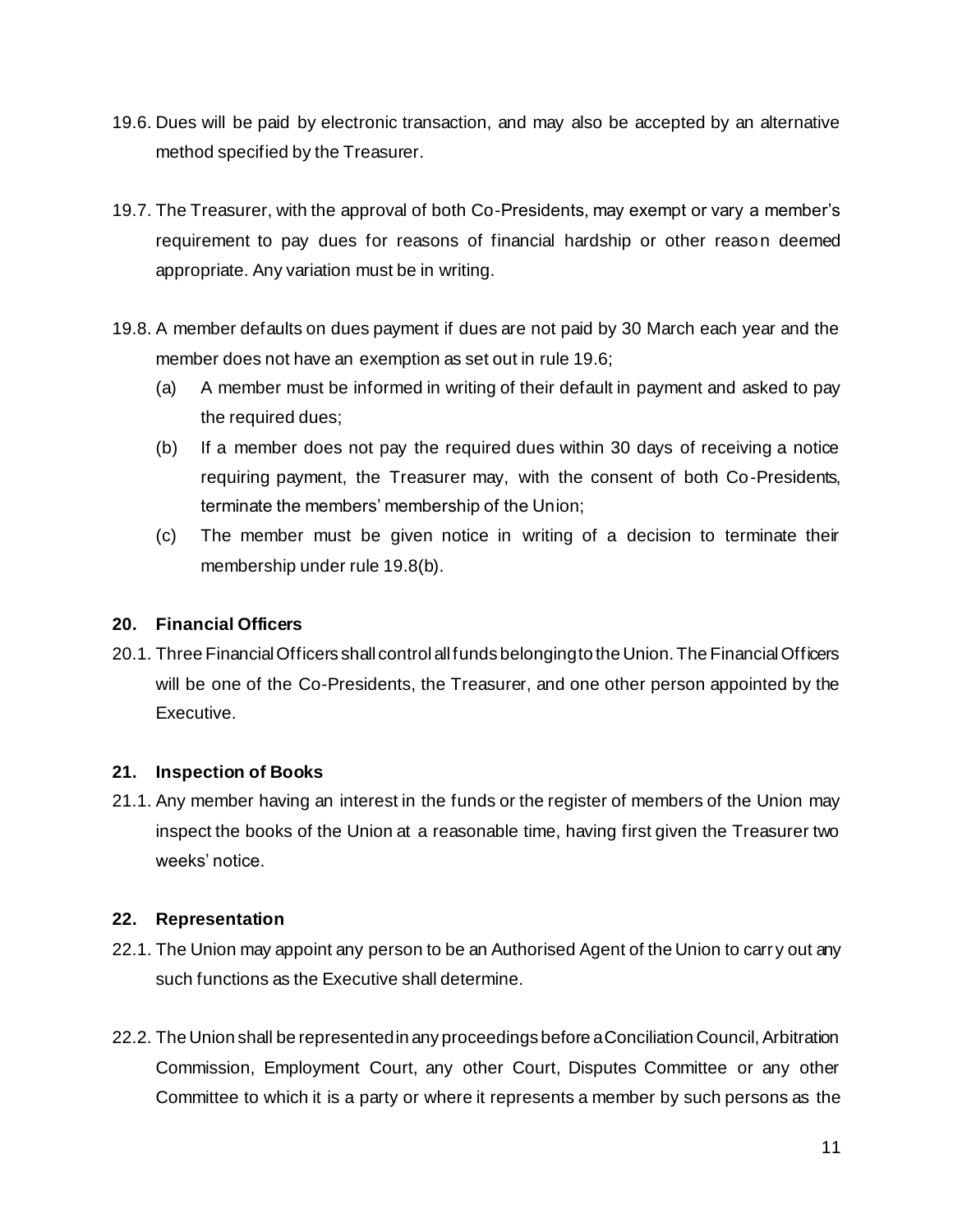19.6. Dues will be paid by electronic transaction, and may also be accepted by an alternative method specified by the Treasurer.

19.7. The Treasurer, with the approval of both Co-Presidents, may exempt or vary a member's requirement to pay dues for reasons of financial hardship or other reason deemed appropriate. Any variation must be in writing.

19.8. A member defaults on dues payment if dues are not paid by 30 March each year and the member does not have an exemption as set out in rule 19.6;

- (a) A member must be informed in writing of their default in payment and asked to pay the required dues;
- (b) If a member does not pay the required dues within 30 days of receiving a notice requiring payment, the Treasurer may, with the consent of both Co-Presidents, terminate the members' membership of the Union;
- (c) The member must be given notice in writing of a decision to terminate their membership under rule 19.8(b).

### 20. Financial Officers

20.1. Three Financial Officers shall control all funds belonging to the Union. The Financial Officers will be one of the Co-Presidents, the Treasurer, and one other person appointed by the Executive.

### 21. Inspection of Books

21.1. Any member having an interest in the funds or the register of members of the Union may inspect the books of the Union at a reasonable time, having first given the Treasurer two weeks' notice.

### 22. Representation

22.1. The Union may appoint any person to be an Authorised Agent of the Union to carry out any such functions as the Executive shall determine.

22.2. The Union shall be represented in any proceedings before a Conciliation Council, Arbitration Commission, Employment Court, any other Court, Disputes Committee or any other Committee to which it is a party or where it represents a member by such persons as the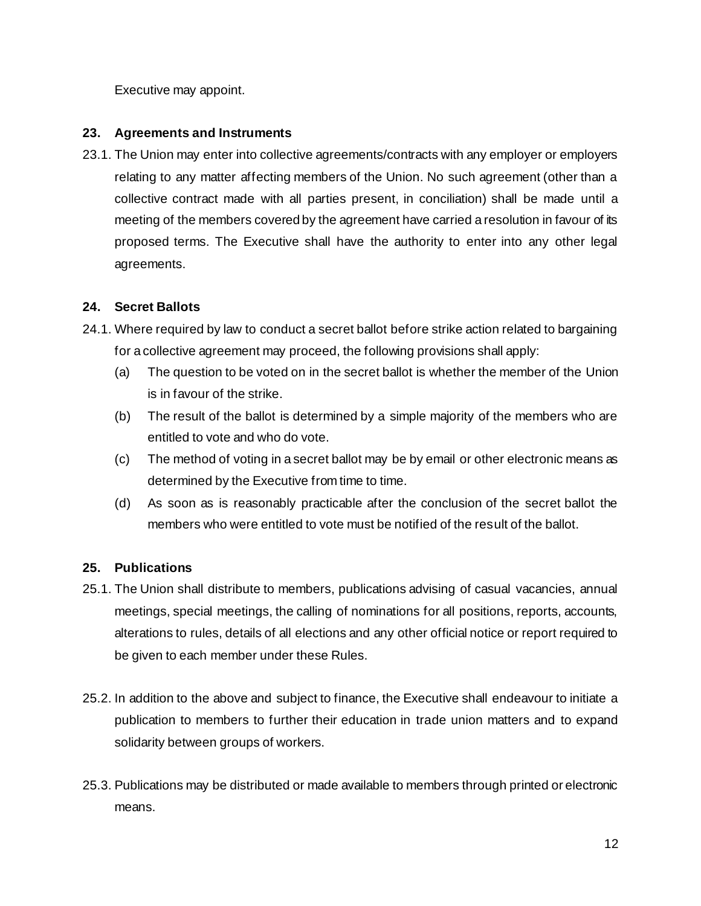Executive may appoint.

## 23. Agreements and Instruments

23.1. The Union may enter into collective agreements/contracts with any employer or employers relating to any matter affecting members of the Union. No such agreement (other than a collective contract made with all parties present, in conciliation) shall be made until a meeting of the members covered by the agreement have carried a resolution in favour of its proposed terms. The Executive shall have the authority to enter into any other legal agreements.

## 24. Secret Ballots

24.1. Where required by law to conduct a secret ballot before strike action related to bargaining for a collective agreement may proceed, the following provisions shall apply:

(a) The question to be voted on in the secret ballot is whether the member of the Union is in favour of the strike.

(b) The result of the ballot is determined by a simple majority of the members who are entitled to vote and who do vote.

(c) The method of voting in a secret ballot may be by email or other electronic means as determined by the Executive from time to time.

(d) As soon as is reasonably practicable after the conclusion of the secret ballot the members who were entitled to vote must be notified of the result of the ballot.

## 25. Publications

25.1. The Union shall distribute to members, publications advising of casual vacancies, annual meetings, special meetings, the calling of nominations for all positions, reports, accounts, alterations to rules, details of all elections and any other official notice or report required to be given to each member under these Rules.

25.2. In addition to the above and subject to finance, the Executive shall endeavour to initiate a publication to members to further their education in trade union matters and to expand solidarity between groups of workers.

25.3. Publications may be distributed or made available to members through printed or electronic means.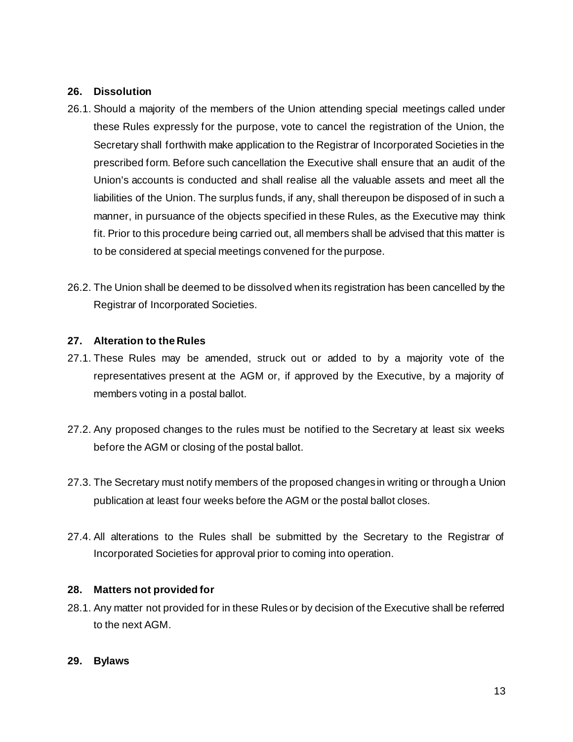## 26. Dissolution

26.1. Should a majority of the members of the Union attending special meetings called under these Rules expressly for the purpose, vote to cancel the registration of the Union, the Secretary shall forthwith make application to the Registrar of Incorporated Societies in the prescribed form. Before such cancellation the Executive shall ensure that an audit of the Union's accounts is conducted and shall realise all the valuable assets and meet all the liabilities of the Union. The surplus funds, if any, shall thereupon be disposed of in such a manner, in pursuance of the objects specified in these Rules, as the Executive may think fit. Prior to this procedure being carried out, all members shall be advised that this matter is to be considered at special meetings convened for the purpose.

26.2. The Union shall be deemed to be dissolved when its registration has been cancelled by the Registrar of Incorporated Societies.

## 27. Alteration to the Rules

27.1. These Rules may be amended, struck out or added to by a majority vote of the representatives present at the AGM or, if approved by the Executive, by a majority of members voting in a postal ballot.

27.2. Any proposed changes to the rules must be notified to the Secretary at least six weeks before the AGM or closing of the postal ballot.

27.3. The Secretary must notify members of the proposed changes in writing or through a Union publication at least four weeks before the AGM or the postal ballot closes.

27.4. All alterations to the Rules shall be submitted by the Secretary to the Registrar of Incorporated Societies for approval prior to coming into operation.

## 28. Matters not provided for

28.1. Any matter not provided for in these Rules or by decision of the Executive shall be referred to the next AGM.

## 29. Bylaws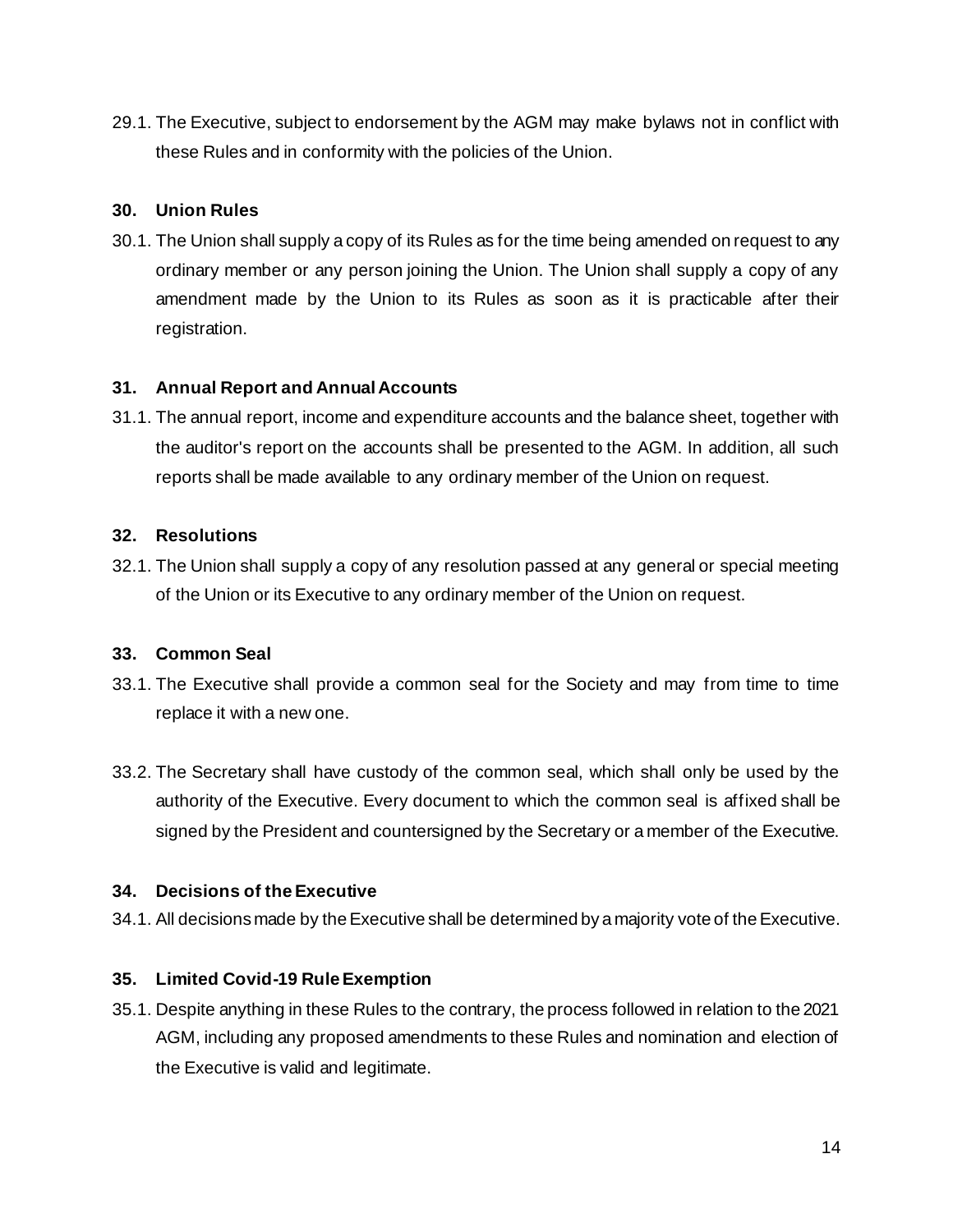29.1. The Executive, subject to endorsement by the AGM may make bylaws not in conflict with these Rules and in conformity with the policies of the Union.

### 30. Union Rules

30.1. The Union shall supply a copy of its Rules as for the time being amended on request to any ordinary member or any person joining the Union. The Union shall supply a copy of any amendment made by the Union to its Rules as soon as it is practicable after their registration.

### 31. Annual Report and Annual Accounts

31.1. The annual report, income and expenditure accounts and the balance sheet, together with the auditor's report on the accounts shall be presented to the AGM. In addition, all such reports shall be made available to any ordinary member of the Union on request.

### 32. Resolutions

32.1. The Union shall supply a copy of any resolution passed at any general or special meeting of the Union or its Executive to any ordinary member of the Union on request.

### 33. Common Seal

33.1. The Executive shall provide a common seal for the Society and may from time to time replace it with a new one.

33.2. The Secretary shall have custody of the common seal, which shall only be used by the authority of the Executive. Every document to which the common seal is affixed shall be signed by the President and countersigned by the Secretary or a member of the Executive.

### 34. Decisions of the Executive

34.1. All decisions made by the Executive shall be determined by a majority vote of the Executive.

### 35. Limited Covid-19 Rule Exemption

35.1. Despite anything in these Rules to the contrary, the process followed in relation to the 2021 AGM, including any proposed amendments to these Rules and nomination and election of the Executive is valid and legitimate.